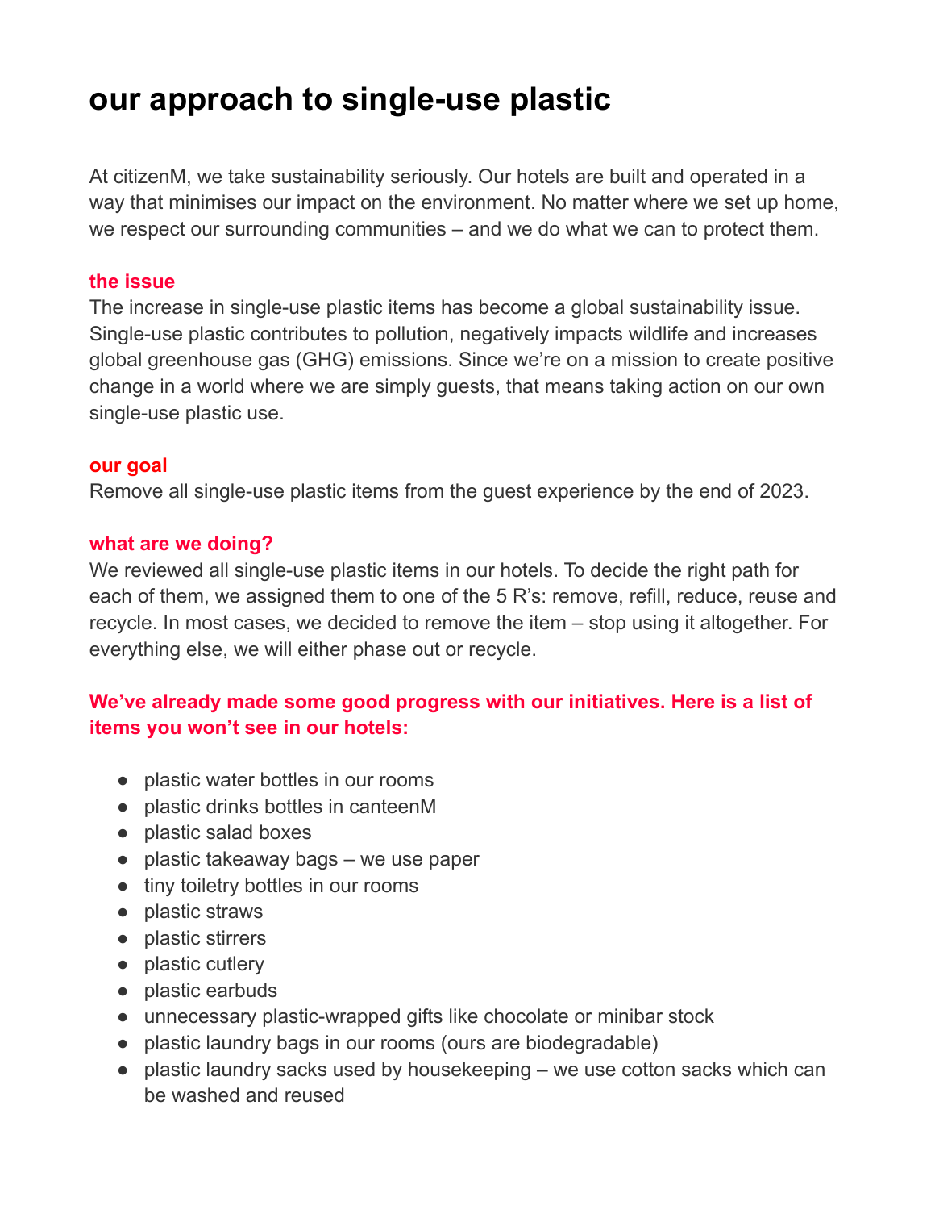# our approach to single-use plastic

At citizenM, we take sustainability seriously. Our hotels are built and operated in a way that minimises our impact on the environment. No matter where we set up home, we respect our surrounding communities – and we do what we can to protect them.

### the issue

The increase in single-use plastic items has become a global sustainability issue. Single-use plastic contributes to pollution, negatively impacts wildlife and increases global greenhouse gas (GHG) emissions. Since we're on a mission to create positive change in a world where we are simply guests, that means taking action on our own single-use plastic use.

### our goal

Remove all single-use plastic items from the guest experience by the end of 2023.

### what are we doing?

We reviewed all single-use plastic items in our hotels. To decide the right path for each of them, we assigned them to one of the 5 R's: remove, refill, reduce, reuse and recycle. In most cases, we decided to remove the item – stop using it altogether. For everything else, we will either phase out or recycle.

**We've already made some good progress with our initiatives. Here is a list of items you won't see in our hotels:**

- plastic water bottles in our rooms
- plastic drinks bottles in canteenM
- plastic salad boxes
- plastic takeaway bags – we use paper
- tiny toiletry bottles in our rooms
- plastic straws
- plastic stirrers
- plastic cutlery
- plastic earbuds
- unnecessary plastic-wrapped gifts like chocolate or minibar stock
- plastic laundry bags in our rooms (ours are biodegradable)
- plastic laundry sacks used by housekeeping – we use cotton sacks which can be washed and reused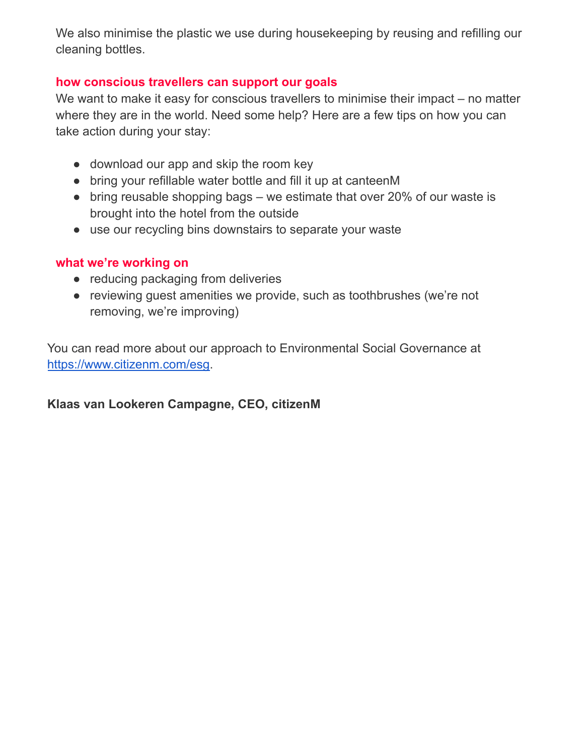We also minimise the plastic we use during housekeeping by reusing and refilling our cleaning bottles.

## how conscious travellers can support our goals

We want to make it easy for conscious travellers to minimise their impact – no matter where they are in the world. Need some help? Here are a few tips on how you can take action during your stay:

- download our app and skip the room key
- bring your refillable water bottle and fill it up at canteenM
- bring reusable shopping bags – we estimate that over 20% of our waste is brought into the hotel from the outside
- use our recycling bins downstairs to separate your waste

## what we're working on

- reducing packaging from deliveries
- reviewing guest amenities we provide, such as toothbrushes (we're not removing, we're improving)

You can read more about our approach to Environmental Social Governance at [https://www.citizenm.com/esg](https://www.citizenm.com/esg).

**Klaas van Lookeren Campagne, CEO, citizenM**